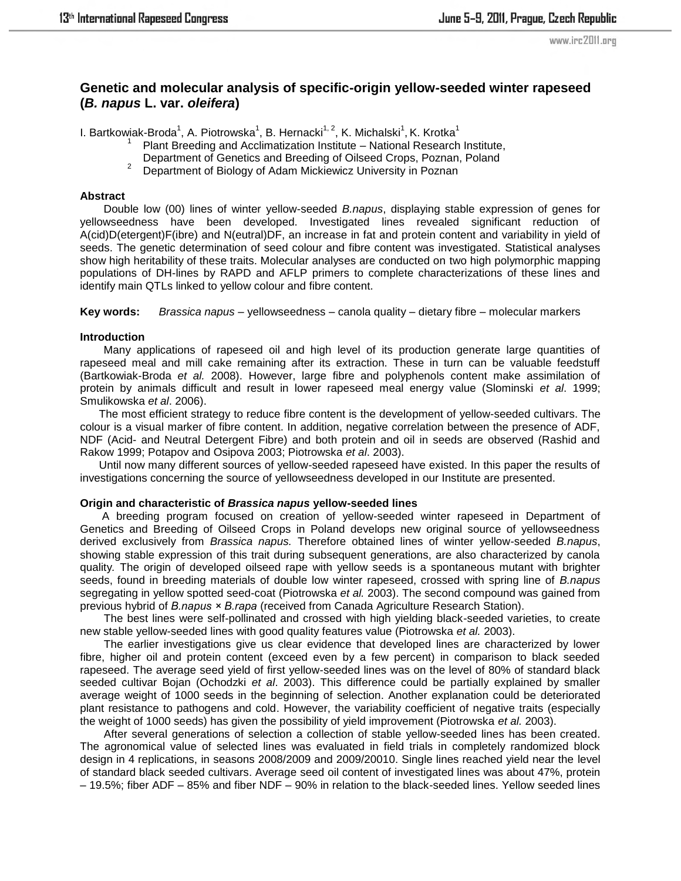# Genetic and molecular analysis of specific-origin yellow-seeded winter rapeseed (*B. napus* L. var. *oleifera*)

I. Bartkowiak-Broda[1], A. Piotrowska[1], B. Hernacki[1, 2], K. Michalski[1], K. Krotka[1]

[1] Plant Breeding and Acclimatization Institute – National Research Institute, Department of Genetics and Breeding of Oilseed Crops, Poznan, Poland

[2] Department of Biology of Adam Mickiewicz University in Poznan

## Abstract

Double low (00) lines of winter yellow-seeded *B.napus*, displaying stable expression of genes for yellowseedness have been developed. Investigated lines revealed significant reduction of A(cid)D(etergent)F(ibre) and N(eutral)DF, an increase in fat and protein content and variability in yield of seeds. The genetic determination of seed colour and fibre content was investigated. Statistical analyses show high heritability of these traits. Molecular analyses are conducted on two high polymorphic mapping populations of DH-lines by RAPD and AFLP primers to complete characterizations of these lines and identify main QTLs linked to yellow colour and fibre content.

**Key words:** *Brassica napus* – yellowseedness – canola quality – dietary fibre – molecular markers

## Introduction

Many applications of rapeseed oil and high level of its production generate large quantities of rapeseed meal and mill cake remaining after its extraction. These in turn can be valuable feedstuff (Bartkowiak-Broda *et al.* 2008). However, large fibre and polyphenols content make assimilation of protein by animals difficult and result in lower rapeseed meal energy value (Slominski *et al*. 1999; Smulikowska *et al*. 2006).

The most efficient strategy to reduce fibre content is the development of yellow-seeded cultivars. The colour is a visual marker of fibre content. In addition, negative correlation between the presence of ADF, NDF (Acid- and Neutral Detergent Fibre) and both protein and oil in seeds are observed (Rashid and Rakow 1999; Potapov and Osipova 2003; Piotrowska *et al*. 2003).

Until now many different sources of yellow-seeded rapeseed have existed. In this paper the results of investigations concerning the source of yellowseedness developed in our Institute are presented.

## Origin and characteristic of *Brassica napus* yellow-seeded lines

A breeding program focused on creation of yellow-seeded winter rapeseed in Department of Genetics and Breeding of Oilseed Crops in Poland develops new original source of yellowseedness derived exclusively from *Brassica napus.* Therefore obtained lines of winter yellow-seeded *B.napus*, showing stable expression of this trait during subsequent generations, are also characterized by canola quality. The origin of developed oilseed rape with yellow seeds is a spontaneous mutant with brighter seeds, found in breeding materials of double low winter rapeseed, crossed with spring line of *B.napus* segregating in yellow spotted seed-coat (Piotrowska *et al.* 2003). The second compound was gained from previous hybrid of *B.napus* × *B.rapa* (received from Canada Agriculture Research Station).

The best lines were self-pollinated and crossed with high yielding black-seeded varieties, to create new stable yellow-seeded lines with good quality features value (Piotrowska *et al.* 2003).

The earlier investigations give us clear evidence that developed lines are characterized by lower fibre, higher oil and protein content (exceed even by a few percent) in comparison to black seeded rapeseed. The average seed yield of first yellow-seeded lines was on the level of 80% of standard black seeded cultivar Bojan (Ochodzki *et al*. 2003). This difference could be partially explained by smaller average weight of 1000 seeds in the beginning of selection. Another explanation could be deteriorated plant resistance to pathogens and cold. However, the variability coefficient of negative traits (especially the weight of 1000 seeds) has given the possibility of yield improvement (Piotrowska *et al.* 2003).

After several generations of selection a collection of stable yellow-seeded lines has been created. The agronomical value of selected lines was evaluated in field trials in completely randomized block design in 4 replications, in seasons 2008/2009 and 2009/20010. Single lines reached yield near the level of standard black seeded cultivars. Average seed oil content of investigated lines was about 47%, protein – 19.5%; fiber ADF – 85% and fiber NDF – 90% in relation to the black-seeded lines. Yellow seeded lines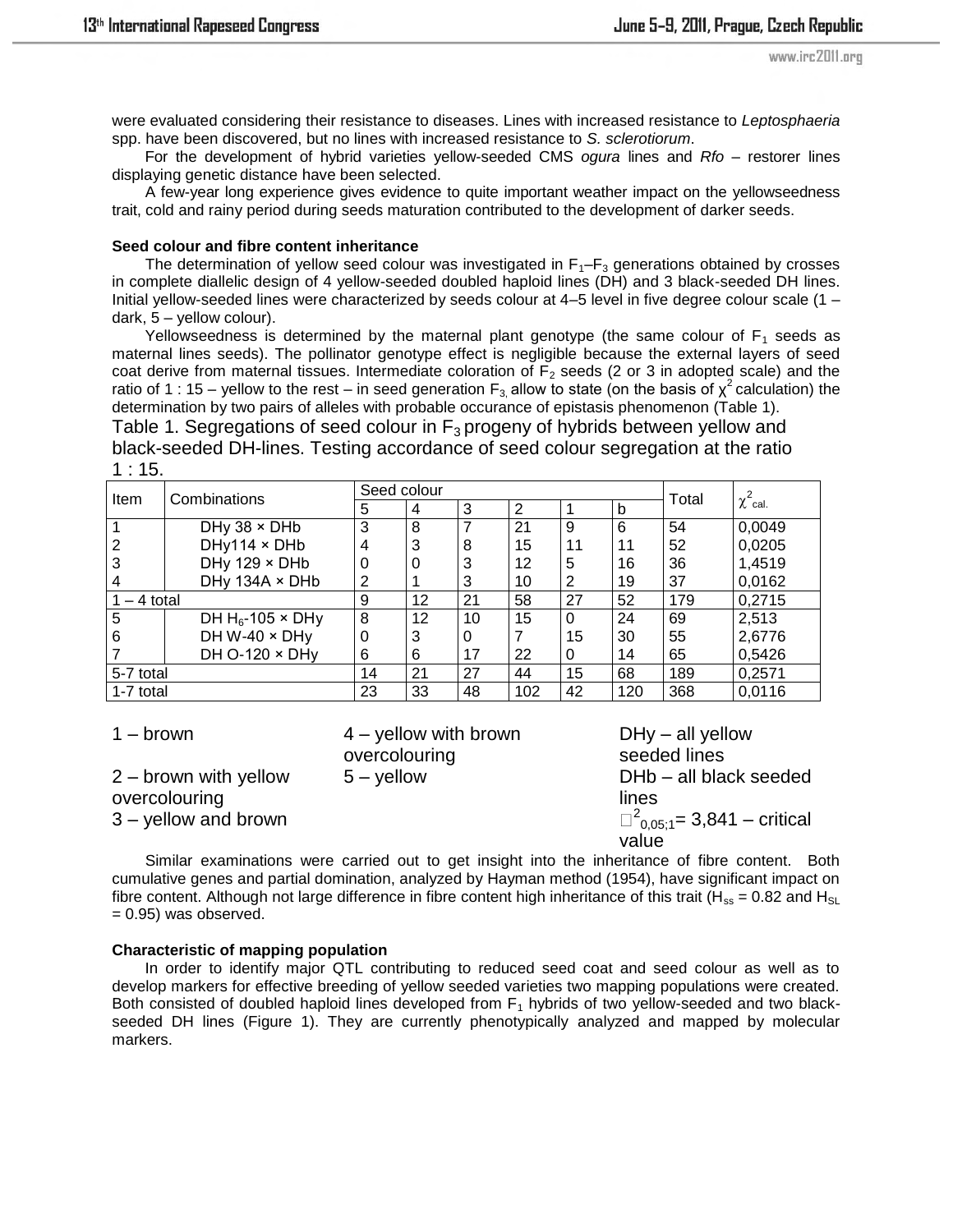were evaluated considering their resistance to diseases. Lines with increased resistance to *Leptosphaeria* spp. have been discovered, but no lines with increased resistance to *S. sclerotiorum*.

For the development of hybrid varieties yellow-seeded CMS *ogura* lines and *Rfo* – restorer lines displaying genetic distance have been selected.

A few-year long experience gives evidence to quite important weather impact on the yellowseedness trait, cold and rainy period during seeds maturation contributed to the development of darker seeds.

**Seed colour and fibre content inheritance**

The determination of yellow seed colour was investigated in $F_1$–$F_3$ generations obtained by crosses in complete diallelic design of 4 yellow-seeded doubled haploid lines (DH) and 3 black-seeded DH lines. Initial yellow-seeded lines were characterized by seeds colour at 4–5 level in five degree colour scale (1 – dark, 5 – yellow colour).

Yellowseedness is determined by the maternal plant genotype (the same colour of $F_1$ seeds as maternal lines seeds). The pollinator genotype effect is negligible because the external layers of seed coat derive from maternal tissues. Intermediate coloration of $F_2$ seeds (2 or 3 in adopted scale) and the ratio of 1 : 15 – yellow to the rest – in seed generation $F_3$ allow to state (on the basis of $\chi^2$ calculation) the determination by two pairs of alleles with probable occurance of epistasis phenomenon (Table 1).

Table 1. Segregations of seed colour in $F_3$ progeny of hybrids between yellow and black-seeded DH-lines. Testing accordance of seed colour segregation at the ratio 1 : 15.

| Item | Combinations | Seed colour | | | | | | Total | $\chi^2_{cal.}$ |
|---|---|---|---|---|---|---|---|---|---|
| | | 5 | 4 | 3 | 2 | 1 | b | | |
| 1 | DHy 38 × DHb | 3 | 8 | 7 | 21 | 9 | 6 | 54 | 0,0049 |
| 2 | DHy114 × DHb | 4 | 3 | 8 | 15 | 11 | 11 | 52 | 0,0205 |
| 3 | DHy 129 × DHb | 0 | 0 | 3 | 12 | 5 | 16 | 36 | 1,4519 |
| 4 | DHy 134A × DHb | 2 | 1 | 3 | 10 | 2 | 19 | 37 | 0,0162 |
| 1 – 4 total | | 9 | 12 | 21 | 58 | 27 | 52 | 179 | 0,2715 |
| 5 | DH $H_6$-105 × DHy | 8 | 12 | 10 | 15 | 0 | 24 | 69 | 2,513 |
| 6 | DH W-40 × DHy | 0 | 3 | 0 | 7 | 15 | 30 | 55 | 2,6776 |
| 7 | DH O-120 × DHy | 6 | 6 | 17 | 22 | 0 | 14 | 65 | 0,5426 |
| 5-7 total | | 14 | 21 | 27 | 44 | 15 | 68 | 189 | 0,2571 |
| 1-7 total | | 23 | 33 | 48 | 102 | 42 | 120 | 368 | 0,0116 |

1 – brown
2 – brown with yellow overcolouring
3 – yellow and brown
4 – yellow with brown overcolouring
5 – yellow
DHy – all yellow seeded lines
DHb – all black seeded lines
$\chi^2_{0,05;1}$= 3,841 – critical value

Similar examinations were carried out to get insight into the inheritance of fibre content. Both cumulative genes and partial domination, analyzed by Hayman method (1954), have significant impact on fibre content. Although not large difference in fibre content high inheritance of this trait ($H_{ss}$ = 0.82 and $H_{SL}$ = 0.95) was observed.

**Characteristic of mapping population**

In order to identify major QTL contributing to reduced seed coat and seed colour as well as to develop markers for effective breeding of yellow seeded varieties two mapping populations were created. Both consisted of doubled haploid lines developed from $F_1$ hybrids of two yellow-seeded and two black-seeded DH lines (Figure 1). They are currently phenotypically analyzed and mapped by molecular markers.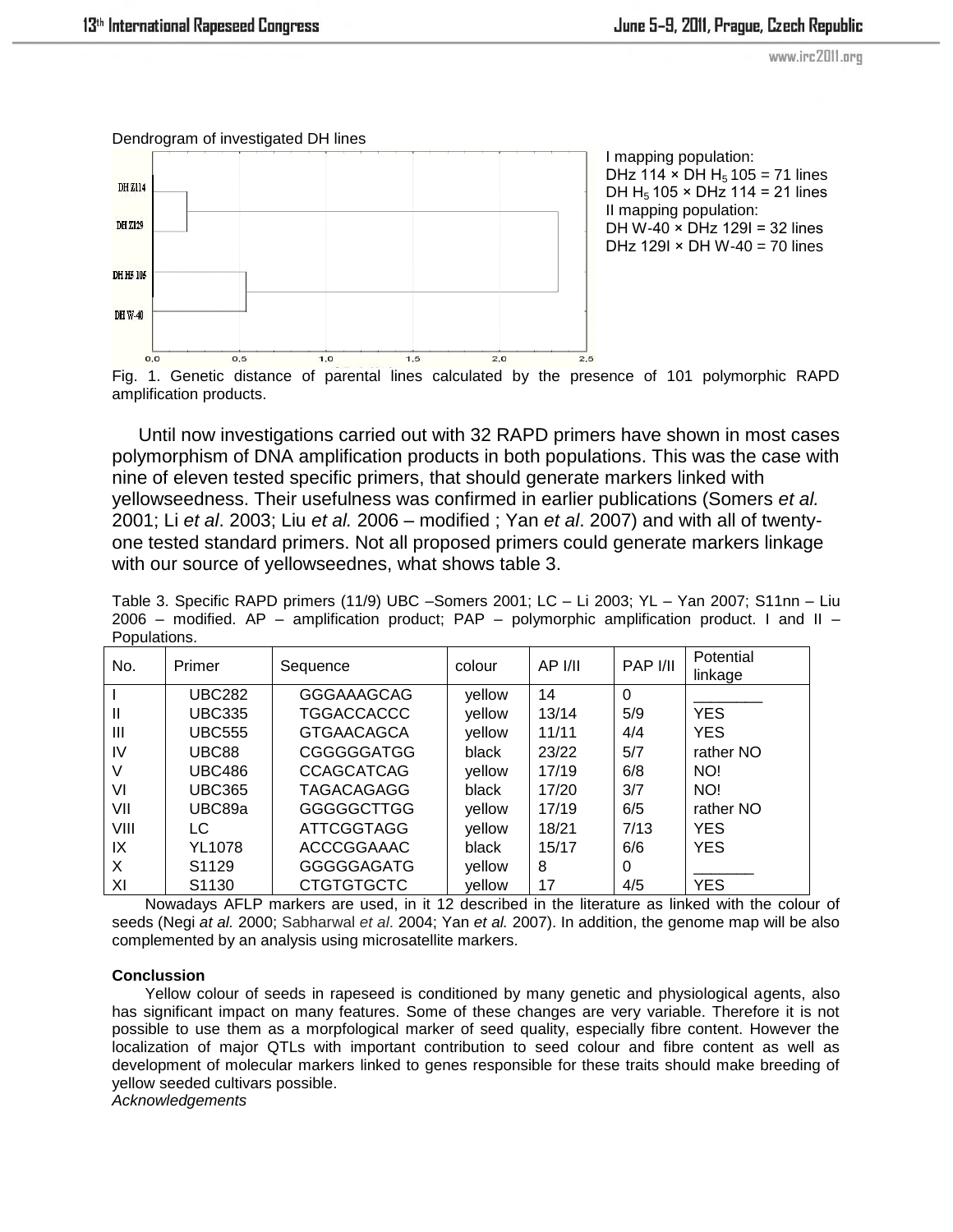Dendrogram of investigated DH lines

DH Z114

DH Z129

DH H5 105

DH W-40

0,0 0,5 1,0 1,5 2,0 2,5

I mapping population:
DHz 114 × DH $H_5$ 105 = 71 lines
DH $H_5$ 105 × DHz 114 = 21 lines
II mapping population:
DH W-40 × DHz 129I = 32 lines
DHz 129I × DH W-40 = 70 lines

Fig. 1. Genetic distance of parental lines calculated by the presence of 101 polymorphic RAPD amplification products.

Until now investigations carried out with 32 RAPD primers have shown in most cases polymorphism of DNA amplification products in both populations. This was the case with nine of eleven tested specific primers, that should generate markers linked with yellowseedness. Their usefulness was confirmed in earlier publications (Somers *et al.* 2001; Li *et al*. 2003; Liu *et al.* 2006 – modified ; Yan *et al*. 2007) and with all of twenty-one tested standard primers. Not all proposed primers could generate markers linkage with our source of yellowseednes, what shows table 3.

Table 3. Specific RAPD primers (11/9) UBC –Somers 2001; LC – Li 2003; YL – Yan 2007; S11nn – Liu 2006 – modified. AP – amplification product; PAP – polymorphic amplification product. I and II – Populations.

| No. | Primer | Sequence | colour | AP I/II | PAP I/II | Potential linkage |
|---|---|---|---|---|---|---|
| I | UBC282 | GGGAAAGCAG | yellow | 14 | 0 | ________ |
| II | UBC335 | TGGACCACCC | yellow | 13/14 | 5/9 | YES |
| III | UBC555 | GTGAACAGCA | yellow | 11/11 | 4/4 | YES |
| IV | UBC88 | CGGGGGATGG | black | 23/22 | 5/7 | rather NO |
| V | UBC486 | CCAGCATCAG | yellow | 17/19 | 6/8 | NO! |
| VI | UBC365 | TAGACAGAGG | black | 17/20 | 3/7 | NO! |
| VII | UBC89a | GGGGGCTTGG | yellow | 17/19 | 6/5 | rather NO |
| VIII | LC | ATTCGGTAGG | yellow | 18/21 | 7/13 | YES |
| IX | YL1078 | ACCCGGAAAC | black | 15/17 | 6/6 | YES |
| X | S1129 | GGGGGAGATG | yellow | 8 | 0 | _______ |
| XI | S1130 | CTGTGTGCTC | yellow | 17 | 4/5 | YES |

Nowadays AFLP markers are used, in it 12 described in the literature as linked with the colour of seeds (Negi *at al.* 2000; Sabharwal *et al*. 2004; Yan *et al.* 2007). In addition, the genome map will be also complemented by an analysis using microsatellite markers.

**Conclussion**

Yellow colour of seeds in rapeseed is conditioned by many genetic and physiological agents, also has significant impact on many features. Some of these changes are very variable. Therefore it is not possible to use them as a morpfological marker of seed quality, especially fibre content. However the localization of major QTLs with important contribution to seed colour and fibre content as well as development of molecular markers linked to genes responsible for these traits should make breeding of yellow seeded cultivars possible.

*Acknowledgements*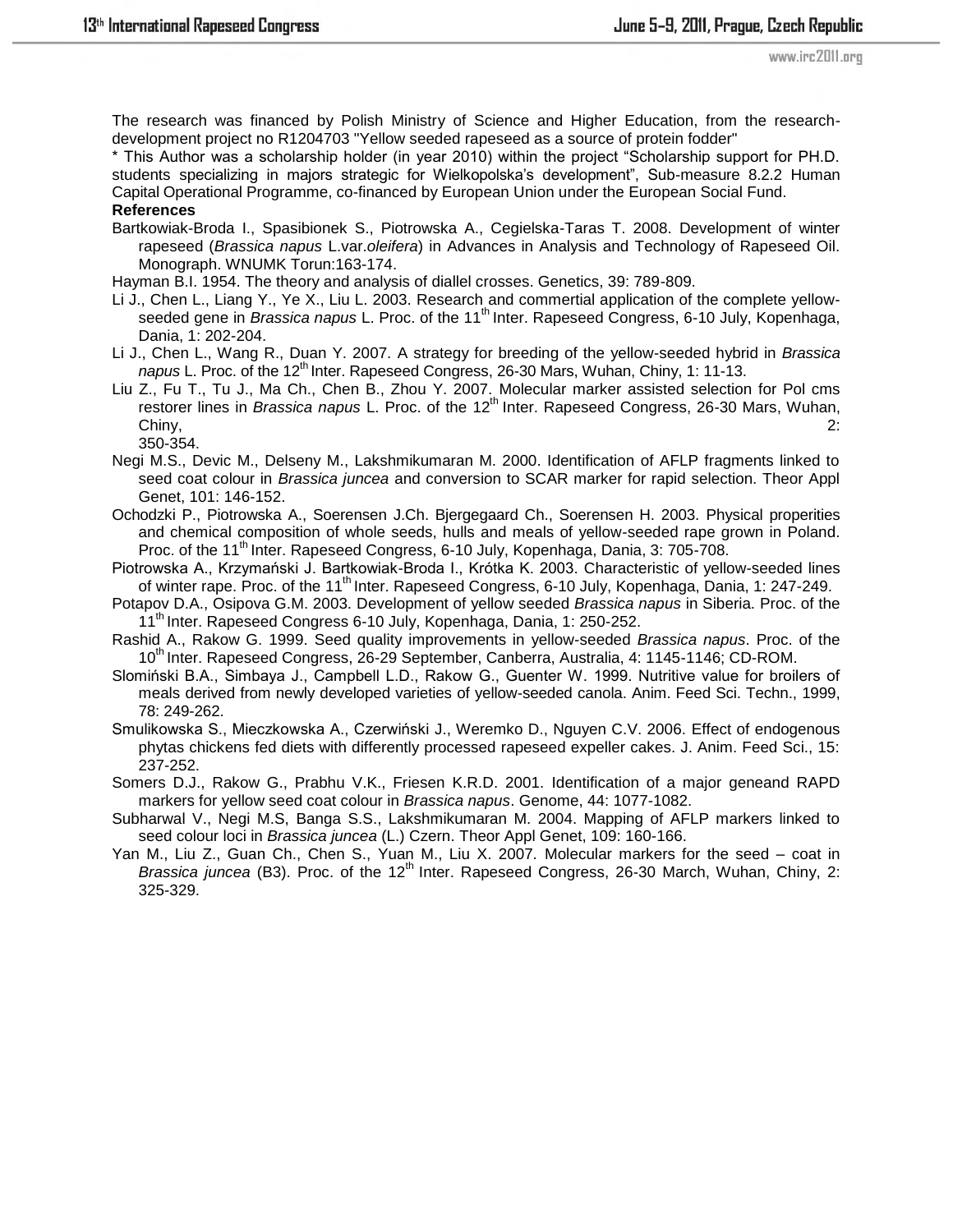The research was financed by Polish Ministry of Science and Higher Education, from the research-development project no R1204703 "Yellow seeded rapeseed as a source of protein fodder"

* This Author was a scholarship holder (in year 2010) within the project "Scholarship support for PH.D. students specializing in majors strategic for Wielkopolska's development", Sub-measure 8.2.2 Human Capital Operational Programme, co-financed by European Union under the European Social Fund.

**References**

Bartkowiak-Broda I., Spasibionek S., Piotrowska A., Cegielska-Taras T. 2008. Development of winter rapeseed (*Brassica napus* L.var.*oleifera*) in Advances in Analysis and Technology of Rapeseed Oil. Monograph. WNUMK Torun:163-174.

Hayman B.I. 1954. The theory and analysis of diallel crosses. Genetics, 39: 789-809.

Li J., Chen L., Liang Y., Ye X., Liu L. 2003. Research and commertial application of the complete yellow-seeded gene in *Brassica napus* L. Proc. of the 11th Inter. Rapeseed Congress, 6-10 July, Kopenhaga, Dania, 1: 202-204.

Li J., Chen L., Wang R., Duan Y. 2007. A strategy for breeding of the yellow-seeded hybrid in *Brassica napus* L. Proc. of the 12th Inter. Rapeseed Congress, 26-30 Mars, Wuhan, Chiny, 1: 11-13.

Liu Z., Fu T., Tu J., Ma Ch., Chen B., Zhou Y. 2007. Molecular marker assisted selection for Pol cms restorer lines in *Brassica napus* L. Proc. of the 12th Inter. Rapeseed Congress, 26-30 Mars, Wuhan, Chiny, 2: 350-354.

Negi M.S., Devic M., Delseny M., Lakshmikumaran M. 2000. Identification of AFLP fragments linked to seed coat colour in *Brassica juncea* and conversion to SCAR marker for rapid selection. Theor Appl Genet, 101: 146-152.

Ochodzki P., Piotrowska A., Soerensen J.Ch. Bjergegaard Ch., Soerensen H. 2003. Physical properities and chemical composition of whole seeds, hulls and meals of yellow-seeded rape grown in Poland. Proc. of the 11th Inter. Rapeseed Congress, 6-10 July, Kopenhaga, Dania, 3: 705-708.

Piotrowska A., Krzymański J. Bartkowiak-Broda I., Krótka K. 2003. Characteristic of yellow-seeded lines of winter rape. Proc. of the 11th Inter. Rapeseed Congress, 6-10 July, Kopenhaga, Dania, 1: 247-249.

Potapov D.A., Osipova G.M. 2003. Development of yellow seeded *Brassica napus* in Siberia. Proc. of the 11th Inter. Rapeseed Congress 6-10 July, Kopenhaga, Dania, 1: 250-252.

Rashid A., Rakow G. 1999. Seed quality improvements in yellow-seeded *Brassica napus*. Proc. of the 10th Inter. Rapeseed Congress, 26-29 September, Canberra, Australia, 4: 1145-1146; CD-ROM.

Slomiński B.A., Simbaya J., Campbell L.D., Rakow G., Guenter W. 1999. Nutritive value for broilers of meals derived from newly developed varieties of yellow-seeded canola. Anim. Feed Sci. Techn., 1999, 78: 249-262.

Smulikowska S., Mieczkowska A., Czerwiński J., Weremko D., Nguyen C.V. 2006. Effect of endogenous phytas chickens fed diets with differently processed rapeseed expeller cakes. J. Anim. Feed Sci., 15: 237-252.

Somers D.J., Rakow G., Prabhu V.K., Friesen K.R.D. 2001. Identification of a major geneand RAPD markers for yellow seed coat colour in *Brassica napus*. Genome, 44: 1077-1082.

Subharwal V., Negi M.S, Banga S.S., Lakshmikumaran M. 2004. Mapping of AFLP markers linked to seed colour loci in *Brassica juncea* (L.) Czern. Theor Appl Genet, 109: 160-166.

Yan M., Liu Z., Guan Ch., Chen S., Yuan M., Liu X. 2007. Molecular markers for the seed – coat in *Brassica juncea* (B3). Proc. of the 12th Inter. Rapeseed Congress, 26-30 March, Wuhan, Chiny, 2: 325-329.